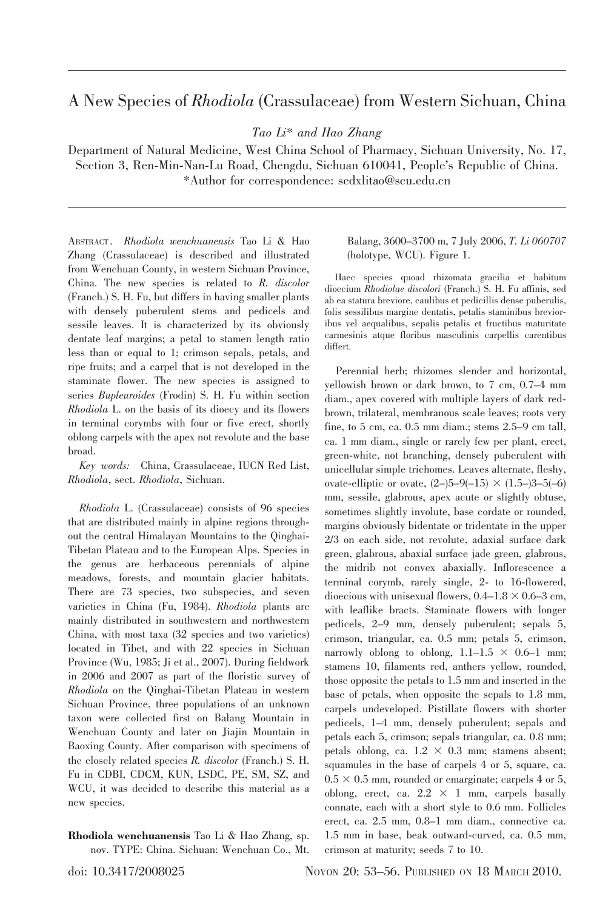# A New Species of *Rhodiola* (Crassulaceae) from Western Sichuan, China

*Tao Li\* and Hao Zhang*

Department of Natural Medicine, West China School of Pharmacy, Sichuan University, No. 17, Section 3, Ren-Min-Nan-Lu Road, Chengdu, Sichuan 610041, People's Republic of China.
\*Author for correspondence: scdxlitao@scu.edu.cn

Abstract. *Rhodiola wenchuanensis* Tao Li & Hao Zhang (Crassulaceae) is described and illustrated from Wenchuan County, in western Sichuan Province, China. The new species is related to *R. discolor* (Franch.) S. H. Fu, but differs in having smaller plants with densely puberulent stems and pedicels and sessile leaves. It is characterized by its obviously dentate leaf margins; a petal to stamen length ratio less than or equal to 1; crimson sepals, petals, and ripe fruits; and a carpel that is not developed in the staminate flower. The new species is assigned to series *Bupleuroides* (Frodin) S. H. Fu within section *Rhodiola* L. on the basis of its dioecy and its flowers in terminal corymbs with four or five erect, shortly oblong carpels with the apex not revolute and the base broad.

*Key words:* China, Crassulaceae, IUCN Red List, *Rhodiola*, sect. *Rhodiola*, Sichuan.

*Rhodiola* L. (Crassulaceae) consists of 96 species that are distributed mainly in alpine regions throughout the central Himalayan Mountains to the Qinghai-Tibetan Plateau and to the European Alps. Species in the genus are herbaceous perennials of alpine meadows, forests, and mountain glacier habitats. There are 73 species, two subspecies, and seven varieties in China (Fu, 1984). *Rhodiola* plants are mainly distributed in southwestern and northwestern China, with most taxa (32 species and two varieties) located in Tibet, and with 22 species in Sichuan Province (Wu, 1985; Ji et al., 2007). During fieldwork in 2006 and 2007 as part of the floristic survey of *Rhodiola* on the Qinghai-Tibetan Plateau in western Sichuan Province, three populations of an unknown taxon were collected first on Balang Mountain in Wenchuan County and later on Jiajin Mountain in Baoxing County. After comparison with specimens of the closely related species *R. discolor* (Franch.) S. H. Fu in CDBI, CDCM, KUN, LSDC, PE, SM, SZ, and WCU, it was decided to describe this material as a new species.

**Rhodiola wenchuanensis** Tao Li & Hao Zhang, sp. nov. TYPE: China. Sichuan: Wenchuan Co., Mt. Balang, 3600–3700 m, 7 July 2006, *T. Li 060707* (holotype, WCU). Figure 1.

Haec species quoad rhizomata gracilia et habitum dioecium *Rhodiolae discolori* (Franch.) S. H. Fu affinis, sed ab ea statura breviore, caulibus et pedicillis dense puberulis, folis sessilibus margine dentatis, petalis staminibus brevioribus vel aequalibus, sepalis petalis et fructibus maturitate carmesinis atque floribus masculinis carpellis carentibus differt.

Perennial herb; rhizomes slender and horizontal, yellowish brown or dark brown, to 7 cm, 0.7–4 mm diam., apex covered with multiple layers of dark red-brown, trilateral, membranous scale leaves; roots very fine, to 5 cm, ca. 0.5 mm diam.; stems 2.5–9 cm tall, ca. 1 mm diam., single or rarely few per plant, erect, green-white, not branching, densely puberulent with unicellular simple trichomes. Leaves alternate, fleshy, ovate-elliptic or ovate, (2–)5–9(–15) × (1.5–)3–5(–6) mm, sessile, glabrous, apex acute or slightly obtuse, sometimes slightly involute, base cordate or rounded, margins obviously bidentate or tridentate in the upper 2/3 on each side, not revolute, adaxial surface dark green, glabrous, abaxial surface jade green, glabrous, the midrib not convex abaxially. Inflorescence a terminal corymb, rarely single, 2- to 16-flowered, dioecious with unisexual flowers, 0.4–1.8 × 0.6–3 cm, with leaflike bracts. Staminate flowers with longer pedicels, 2–9 mm, densely puberulent; sepals 5, crimson, triangular, ca. 0.5 mm; petals 5, crimson, narrowly oblong to oblong, 1.1–1.5 × 0.6–1 mm; stamens 10, filaments red, anthers yellow, rounded, those opposite the petals to 1.5 mm and inserted in the base of petals, when opposite the sepals to 1.8 mm, carpels undeveloped. Pistillate flowers with shorter pedicels, 1–4 mm, densely puberulent; sepals and petals each 5, crimson; sepals triangular, ca. 0.8 mm; petals oblong, ca. 1.2 × 0.3 mm; stamens absent; squamules in the base of carpels 4 or 5, square, ca. 0.5 × 0.5 mm, rounded or emarginate; carpels 4 or 5, oblong, erect, ca. 2.2 × 1 mm, carpels basally connate, each with a short style to 0.6 mm. Follicles erect, ca. 2.5 mm, 0.8–1 mm diam., connective ca. 1.5 mm in base, beak outward-curved, ca. 0.5 mm, crimson at maturity; seeds 7 to 10.

doi: 10.3417/2008025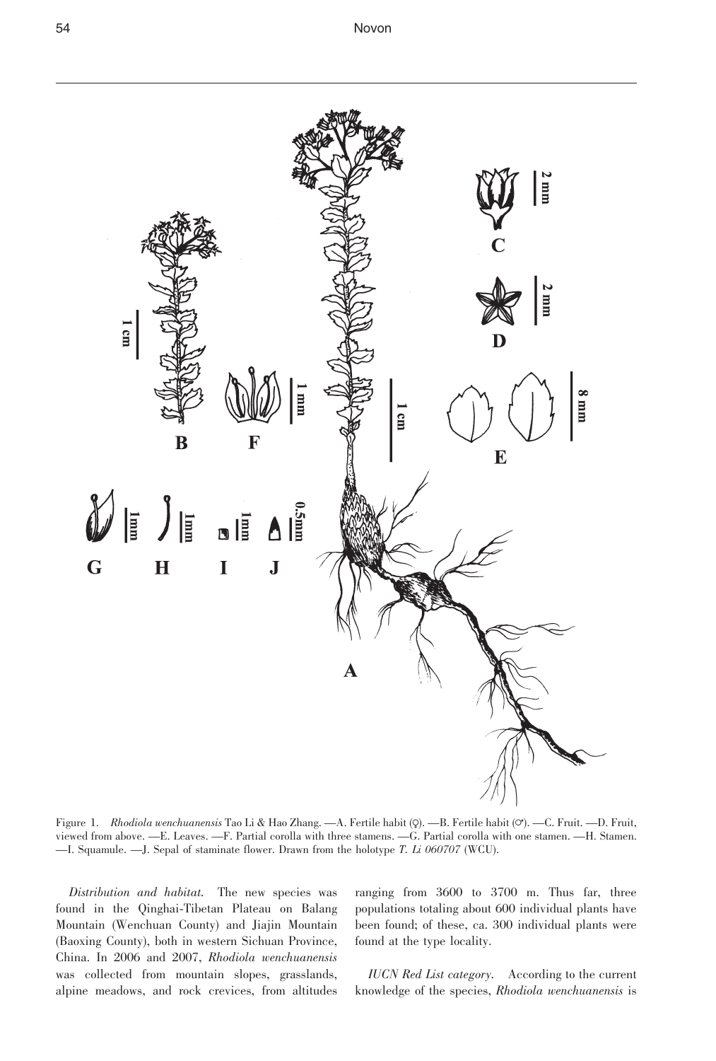Figure 1. *Rhodiola wenchuanensis* Tao Li & Hao Zhang. —A. Fertile habit (♀). —B. Fertile habit (♂). —C. Fruit. —D. Fruit, viewed from above. —E. Leaves. —F. Partial corolla with three stamens. —G. Partial corolla with one stamen. —H. Stamen. —I. Squamule. —J. Sepal of staminate flower. Drawn from the holotype *T. Li 060707* (WCU).

*Distribution and habitat.* The new species was found in the Qinghai-Tibetan Plateau on Balang Mountain (Wenchuan County) and Jiajin Mountain (Baoxing County), both in western Sichuan Province, China. In 2006 and 2007, *Rhodiola wenchuanensis* was collected from mountain slopes, grasslands, alpine meadows, and rock crevices, from altitudes ranging from 3600 to 3700 m. Thus far, three populations totaling about 600 individual plants have been found; of these, ca. 300 individual plants were found at the type locality.

*IUCN Red List category.* According to the current knowledge of the species, *Rhodiola wenchuanensis* is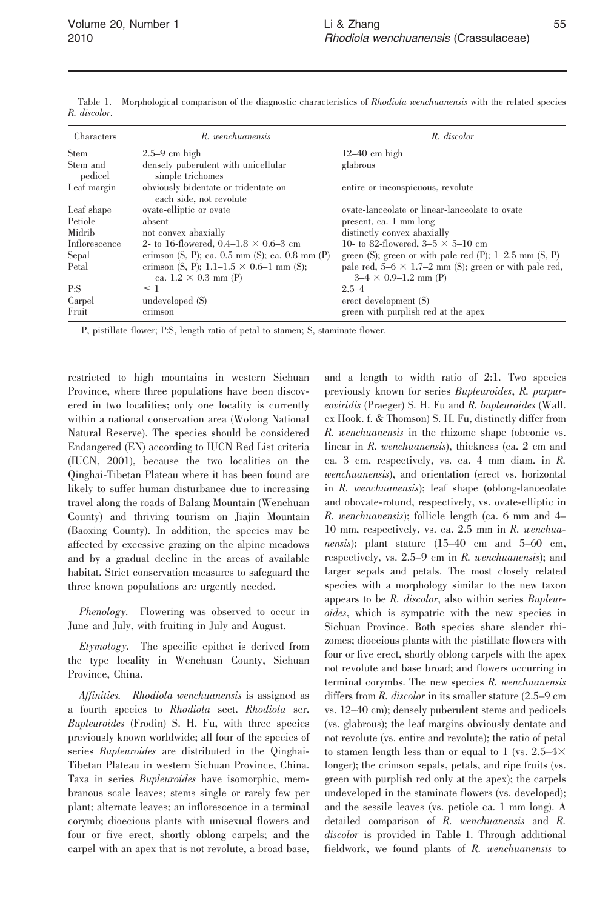Table 1. Morphological comparison of the diagnostic characteristics of *Rhodiola wenchuanensis* with the related species *R. discolor*.

| Characters | *R. wenchuanensis* | *R. discolor* |
|---|---|---|
| Stem | 2.5–9 cm high | 12–40 cm high |
| Stem and pedicel | densely puberulent with unicellular simple trichomes | glabrous |
| Leaf margin | obviously bidentate or tridentate on each side, not revolute | entire or inconspicuous, revolute |
| Leaf shape | ovate-elliptic or ovate | ovate-lanceolate or linear-lanceolate to ovate |
| Petiole | absent | present, ca. 1 mm long |
| Midrib | not convex abaxially | distinctly convex abaxially |
| Inflorescence | 2- to 16-flowered, 0.4–1.8 × 0.6–3 cm | 10- to 82-flowered, 3–5 × 5–10 cm |
| Sepal | crimson (S, P); ca. 0.5 mm (S); ca. 0.8 mm (P) | green (S); green or with pale red (P); 1–2.5 mm (S, P) |
| Petal | crimson (S, P); 1.1–1.5 × 0.6–1 mm (S); ca. 1.2 × 0.3 mm (P) | pale red, 5–6 × 1.7–2 mm (S); green or with pale red, 3–4 × 0.9–1.2 mm (P) |
| P:S | ≤ 1 | 2.5–4 |
| Carpel | undeveloped (S) | erect development (S) |
| Fruit | crimson | green with purplish red at the apex |

P, pistillate flower; P:S, length ratio of petal to stamen; S, staminate flower.

restricted to high mountains in western Sichuan Province, where three populations have been discovered in two localities; only one locality is currently within a national conservation area (Wolong National Natural Reserve). The species should be considered Endangered (EN) according to IUCN Red List criteria (IUCN, 2001), because the two localities on the Qinghai-Tibetan Plateau where it has been found are likely to suffer human disturbance due to increasing travel along the roads of Balang Mountain (Wenchuan County) and thriving tourism on Jiajin Mountain (Baoxing County). In addition, the species may be affected by excessive grazing on the alpine meadows and by a gradual decline in the areas of available habitat. Strict conservation measures to safeguard the three known populations are urgently needed.

*Phenology.* Flowering was observed to occur in June and July, with fruiting in July and August.

*Etymology.* The specific epithet is derived from the type locality in Wenchuan County, Sichuan Province, China.

*Affinities.* *Rhodiola wenchuanensis* is assigned as a fourth species to *Rhodiola* sect. *Rhodiola* ser. *Bupleuroides* (Frodin) S. H. Fu, with three species previously known worldwide; all four of the species of series *Bupleuroides* are distributed in the Qinghai-Tibetan Plateau in western Sichuan Province, China. Taxa in series *Bupleuroides* have isomorphic, membranous scale leaves; stems single or rarely few per plant; alternate leaves; an inflorescence in a terminal corymb; dioecious plants with unisexual flowers and four or five erect, shortly oblong carpels; and the carpel with an apex that is not revolute, a broad base, and a length to width ratio of 2:1. Two species previously known for series *Bupleuroides*, *R. purpureoviridis* (Praeger) S. H. Fu and *R. bupleuroides* (Wall. ex Hook. f. & Thomson) S. H. Fu, distinctly differ from *R. wenchuanensis* in the rhizome shape (obconic vs. linear in *R. wenchuanensis*), thickness (ca. 2 cm and ca. 3 cm, respectively, vs. ca. 4 mm diam. in *R. wenchuanensis*), and orientation (erect vs. horizontal in *R. wenchuanensis*); leaf shape (oblong-lanceolate and obovate-rotund, respectively, vs. ovate-elliptic in *R. wenchuanensis*); follicle length (ca. 6 mm and 4–10 mm, respectively, vs. ca. 2.5 mm in *R. wenchuanensis*); plant stature (15–40 cm and 5–60 cm, respectively, vs. 2.5–9 cm in *R. wenchuanensis*); and larger sepals and petals. The most closely related species with a morphology similar to the new taxon appears to be *R. discolor*, also within series *Bupleuroides*, which is sympatric with the new species in Sichuan Province. Both species share slender rhizomes; dioecious plants with the pistillate flowers with four or five erect, shortly oblong carpels with the apex not revolute and base broad; and flowers occurring in terminal corymbs. The new species *R. wenchuanensis* differs from *R. discolor* in its smaller stature (2.5–9 cm vs. 12–40 cm); densely puberulent stems and pedicels (vs. glabrous); the leaf margins obviously dentate and not revolute (vs. entire and revolute); the ratio of petal to stamen length less than or equal to 1 (vs. 2.5–4× longer); the crimson sepals, petals, and ripe fruits (vs. green with purplish red only at the apex); the carpels undeveloped in the staminate flowers (vs. developed); and the sessile leaves (vs. petiole ca. 1 mm long). A detailed comparison of *R. wenchuanensis* and *R. discolor* is provided in Table 1. Through additional fieldwork, we found plants of *R. wenchuanensis* to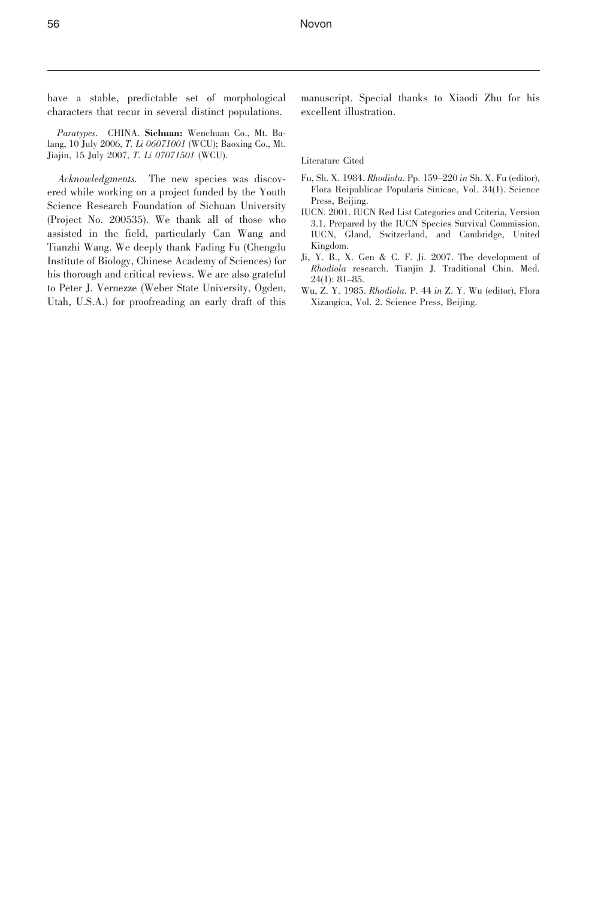have a stable, predictable set of morphological characters that recur in several distinct populations.

*Paratypes.* CHINA. **Sichuan:** Wenchuan Co., Mt. Balang, 10 July 2006, *T. Li 06071001* (WCU); Baoxing Co., Mt. Jiajin, 15 July 2007, *T. Li 07071501* (WCU).

*Acknowledgments.* The new species was discovered while working on a project funded by the Youth Science Research Foundation of Sichuan University (Project No. 200535). We thank all of those who assisted in the field, particularly Can Wang and Tianzhi Wang. We deeply thank Fading Fu (Chengdu Institute of Biology, Chinese Academy of Sciences) for his thorough and critical reviews. We are also grateful to Peter J. Vernezze (Weber State University, Ogden, Utah, U.S.A.) for proofreading an early draft of this manuscript. Special thanks to Xiaodi Zhu for his excellent illustration.

## Literature Cited

Fu, Sh. X. 1984. *Rhodiola*. Pp. 159–220 *in* Sh. X. Fu (editor), Flora Reipublicae Popularis Sinicae, Vol. 34(1). Science Press, Beijing.

IUCN. 2001. IUCN Red List Categories and Criteria, Version 3.1. Prepared by the IUCN Species Survival Commission. IUCN, Gland, Switzerland, and Cambridge, United Kingdom.

Ji, Y. B., X. Gen & C. F. Ji. 2007. The development of *Rhodiola* research. Tianjin J. Traditional Chin. Med. 24(1): 81–85.

Wu, Z. Y. 1985. *Rhodiola*. P. 44 *in* Z. Y. Wu (editor), Flora Xizangica, Vol. 2. Science Press, Beijing.